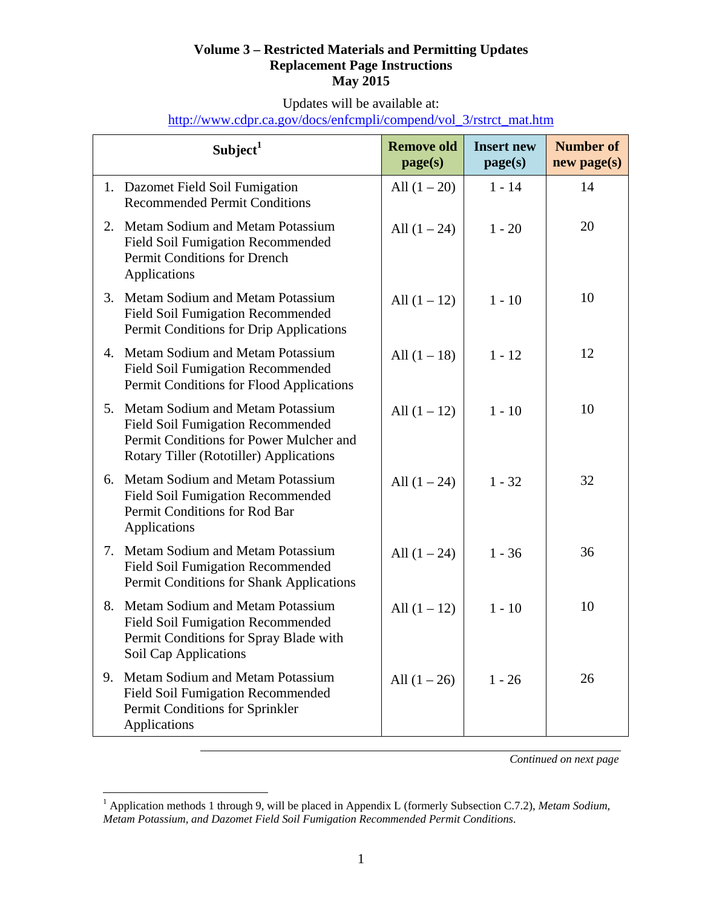**Volume 3 – Restricted Materials and Permitting Updates**
**Replacement Page Instructions**
**May 2015**

Updates will be available at:
http://www.cdpr.ca.gov/docs/enfcmpli/compend/vol_3/rstrct_mat.htm

| Subject[1] | Remove old page(s) | Insert new page(s) | Number of new page(s) |
|---|---|---|---|
| 1. Dazomet Field Soil Fumigation Recommended Permit Conditions | All (1 – 20) | 1 - 14 | 14 |
| 2. Metam Sodium and Metam Potassium Field Soil Fumigation Recommended Permit Conditions for Drench Applications | All (1 – 24) | 1 - 20 | 20 |
| 3. Metam Sodium and Metam Potassium Field Soil Fumigation Recommended Permit Conditions for Drip Applications | All (1 – 12) | 1 - 10 | 10 |
| 4. Metam Sodium and Metam Potassium Field Soil Fumigation Recommended Permit Conditions for Flood Applications | All (1 – 18) | 1 - 12 | 12 |
| 5. Metam Sodium and Metam Potassium Field Soil Fumigation Recommended Permit Conditions for Power Mulcher and Rotary Tiller (Rototiller) Applications | All (1 – 12) | 1 - 10 | 10 |
| 6. Metam Sodium and Metam Potassium Field Soil Fumigation Recommended Permit Conditions for Rod Bar Applications | All (1 – 24) | 1 - 32 | 32 |
| 7. Metam Sodium and Metam Potassium Field Soil Fumigation Recommended Permit Conditions for Shank Applications | All (1 – 24) | 1 - 36 | 36 |
| 8. Metam Sodium and Metam Potassium Field Soil Fumigation Recommended Permit Conditions for Spray Blade with Soil Cap Applications | All (1 – 12) | 1 - 10 | 10 |
| 9. Metam Sodium and Metam Potassium Field Soil Fumigation Recommended Permit Conditions for Sprinkler Applications | All (1 – 26) | 1 - 26 | 26 |

*Continued on next page*

[1] Application methods 1 through 9, will be placed in Appendix L (formerly Subsection C.7.2), *Metam Sodium, Metam Potassium, and Dazomet Field Soil Fumigation Recommended Permit Conditions*.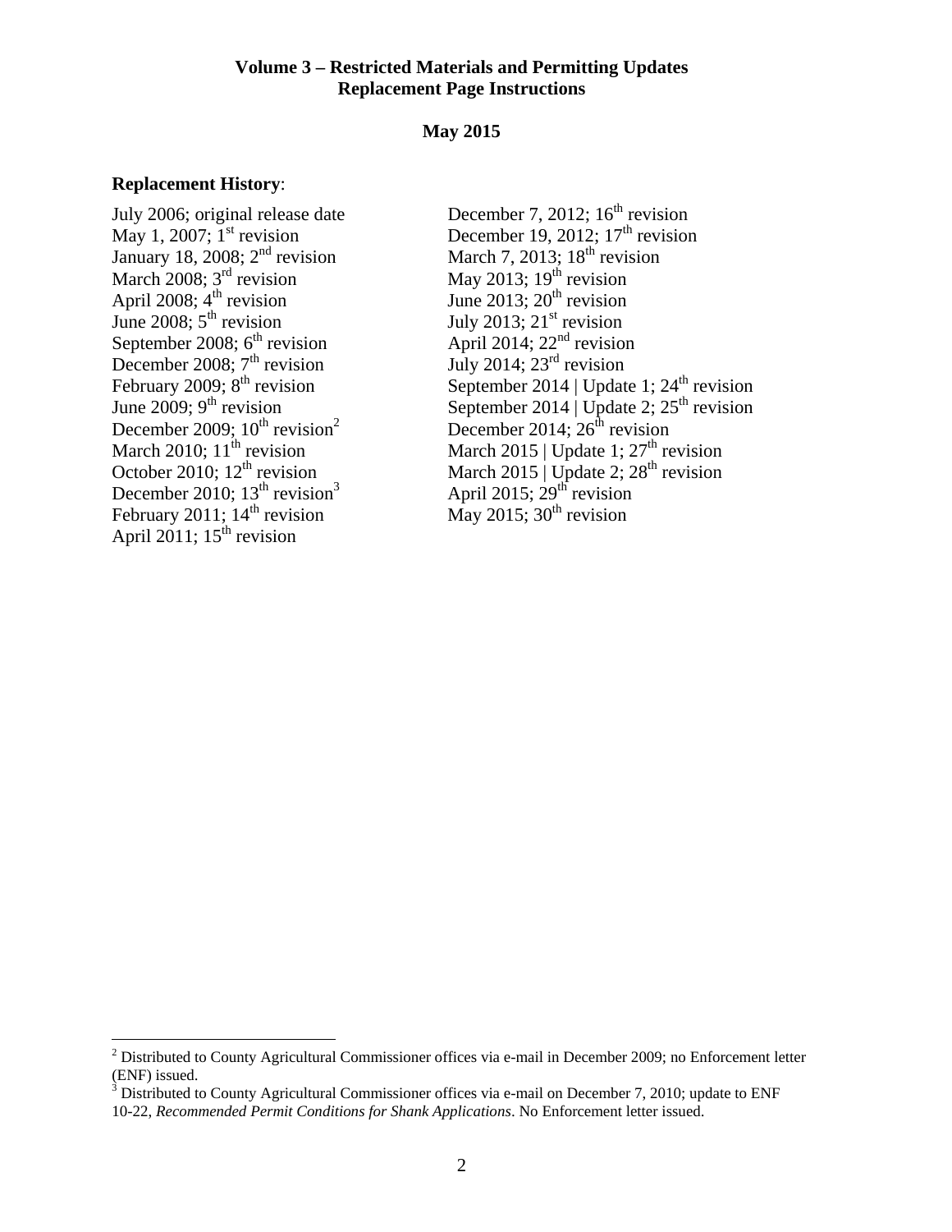**Volume 3 – Restricted Materials and Permitting Updates**
**Replacement Page Instructions**

**May 2015**

**Replacement History**:

July 2006; original release date
May 1, 2007; 1st revision
January 18, 2008; 2nd revision
March 2008; 3rd revision
April 2008; 4th revision
June 2008; 5th revision
September 2008; 6th revision
December 2008; 7th revision
February 2009; 8th revision
June 2009; 9th revision
December 2009; 10th revision[2]
March 2010; 11th revision
October 2010; 12th revision
December 2010; 13th revision[3]
February 2011; 14th revision
April 2011; 15th revision
December 7, 2012; 16th revision
December 19, 2012; 17th revision
March 7, 2013; 18th revision
May 2013; 19th revision
June 2013; 20th revision
July 2013; 21st revision
April 2014; 22nd revision
July 2014; 23rd revision
September 2014 | Update 1; 24th revision
September 2014 | Update 2; 25th revision
December 2014; 26th revision
March 2015 | Update 1; 27th revision
March 2015 | Update 2; 28th revision
April 2015; 29th revision
May 2015; 30th revision

[2] Distributed to County Agricultural Commissioner offices via e-mail in December 2009; no Enforcement letter (ENF) issued.

[3] Distributed to County Agricultural Commissioner offices via e-mail on December 7, 2010; update to ENF 10-22, *Recommended Permit Conditions for Shank Applications*. No Enforcement letter issued.